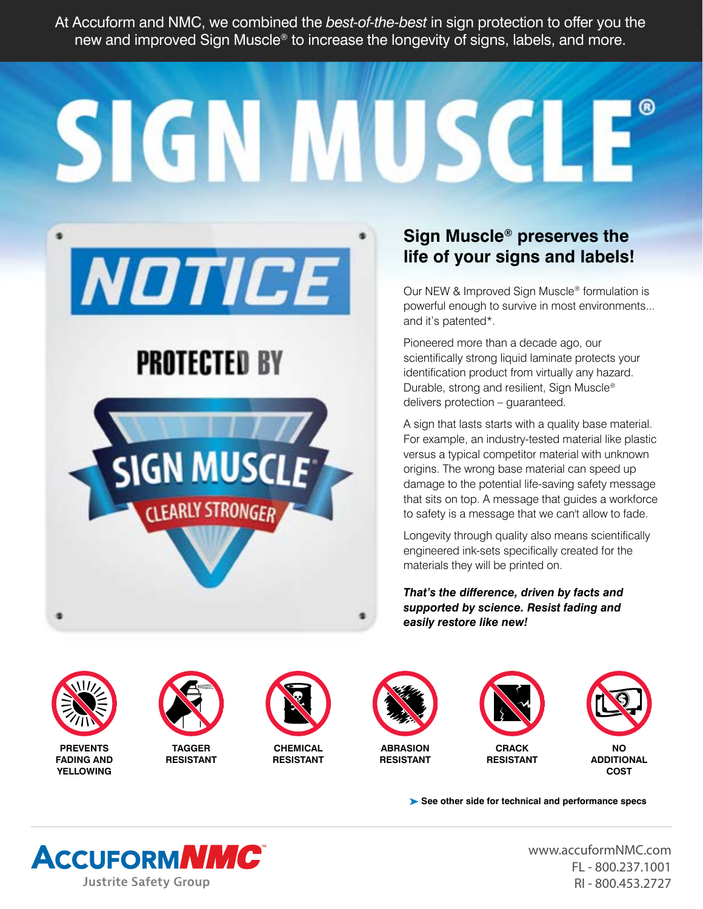At Accuform and NMC, we combined the *best-of-the-best* in sign protection to offer you the new and improved Sign Muscle® to increase the longevity of signs, labels, and more.

# SIGN MUSCLE®

NOTICE

PROTECTED BY

SIGN MUSCLE®

CLEARLY STRONGER

## Sign Muscle® preserves the life of your signs and labels!

Our NEW & Improved Sign Muscle® formulation is powerful enough to survive in most environments... and it's patented*.

Pioneered more than a decade ago, our scientifically strong liquid laminate protects your identification product from virtually any hazard. Durable, strong and resilient, Sign Muscle® delivers protection – guaranteed.

A sign that lasts starts with a quality base material. For example, an industry-tested material like plastic versus a typical competitor material with unknown origins. The wrong base material can speed up damage to the potential life-saving safety message that sits on top. A message that guides a workforce to safety is a message that we can't allow to fade.

Longevity through quality also means scientifically engineered ink-sets specifically created for the materials they will be printed on.

***That's the difference, driven by facts and supported by science. Resist fading and easily restore like new!***

- **PREVENTS FADING AND YELLOWING**
- **TAGGER RESISTANT**
- **CHEMICAL RESISTANT**
- **ABRASION RESISTANT**
- **CRACK RESISTANT**
- **NO ADDITIONAL COST**

➤ **See other side for technical and performance specs**

ACCUFORM NMC™
Justrite Safety Group

www.accuformNMC.com
FL - 800.237.1001
RI - 800.453.2727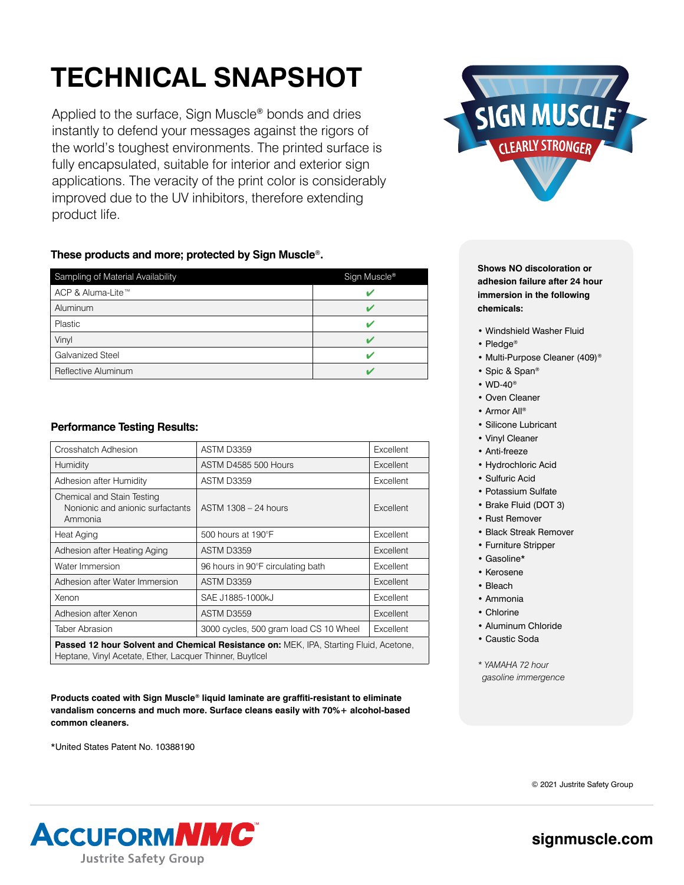# TECHNICAL SNAPSHOT

Applied to the surface, Sign Muscle® bonds and dries instantly to defend your messages against the rigors of the world's toughest environments. The printed surface is fully encapsulated, suitable for interior and exterior sign applications. The veracity of the print color is considerably improved due to the UV inhibitors, therefore extending product life.

SIGN MUSCLE® CLEARLY STRONGER

**These products and more; protected by Sign Muscle®.**

| Sampling of Material Availability | Sign Muscle® |
|---|---|
| ACP & Aluma-Lite™ | ✔ |
| Aluminum | ✔ |
| Plastic | ✔ |
| Vinyl | ✔ |
| Galvanized Steel | ✔ |
| Reflective Aluminum | ✔ |

**Performance Testing Results:**

| | | |
|---|---|---|
| Crosshatch Adhesion | ASTM D3359 | Excellent |
| Humidity | ASTM D4585 500 Hours | Excellent |
| Adhesion after Humidity | ASTM D3359 | Excellent |
| Chemical and Stain Testing<br>Nonionic and anionic surfactants<br>Ammonia | ASTM 1308 – 24 hours | Excellent |
| Heat Aging | 500 hours at 190°F | Excellent |
| Adhesion after Heating Aging | ASTM D3359 | Excellent |
| Water Immersion | 96 hours in 90°F circulating bath | Excellent |
| Adhesion after Water Immersion | ASTM D3359 | Excellent |
| Xenon | SAE J1885-1000kJ | Excellent |
| Adhesion after Xenon | ASTM D3559 | Excellent |
| Taber Abrasion | 3000 cycles, 500 gram load CS 10 Wheel | Excellent |
| **Passed 12 hour Solvent and Chemical Resistance on:** MEK, IPA, Starting Fluid, Acetone, Heptane, Vinyl Acetate, Ether, Lacquer Thinner, Buytlcel | | |

**Products coated with Sign Muscle® liquid laminate are graffiti-resistant to eliminate vandalism concerns and much more. Surface cleans easily with 70%+ alcohol-based common cleaners.**

*United States Patent No. 10388190

**Shows NO discoloration or adhesion failure after 24 hour immersion in the following chemicals:**

- Windshield Washer Fluid
- Pledge®
- Multi-Purpose Cleaner (409)®
- Spic & Span®
- WD-40®
- Oven Cleaner
- Armor All®
- Silicone Lubricant
- Vinyl Cleaner
- Anti-freeze
- Hydrochloric Acid
- Sulfuric Acid
- Potassium Sulfate
- Brake Fluid (DOT 3)
- Rust Remover
- Black Streak Remover
- Furniture Stripper
- Gasoline*
- Kerosene
- Bleach
- Ammonia
- Chlorine
- Aluminum Chloride
- Caustic Soda

*\* YAMAHA 72 hour gasoline immergence*

© 2021 Justrite Safety Group

ACCUFORMNMC™ Justrite Safety Group

**signmuscle.com**